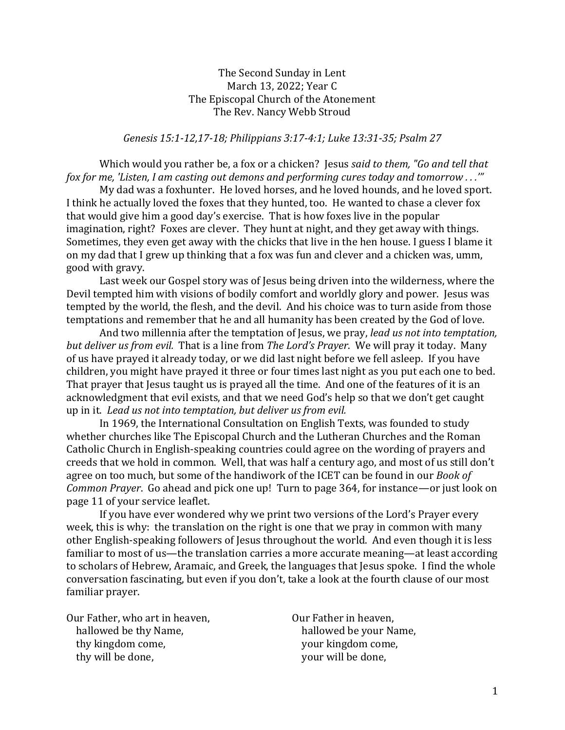The Second Sunday in Lent
March 13, 2022; Year C
The Episcopal Church of the Atonement
The Rev. Nancy Webb Stroud

*Genesis 15:1-12,17-18; Philippians 3:17-4:1; Luke 13:31-35; Psalm 27*

Which would you rather be, a fox or a chicken? Jesus *said to them, "Go and tell that fox for me, 'Listen, I am casting out demons and performing cures today and tomorrow . . .'"*

My dad was a foxhunter. He loved horses, and he loved hounds, and he loved sport. I think he actually loved the foxes that they hunted, too. He wanted to chase a clever fox that would give him a good day's exercise. That is how foxes live in the popular imagination, right? Foxes are clever. They hunt at night, and they get away with things. Sometimes, they even get away with the chicks that live in the hen house. I guess I blame it on my dad that I grew up thinking that a fox was fun and clever and a chicken was, umm, good with gravy.

Last week our Gospel story was of Jesus being driven into the wilderness, where the Devil tempted him with visions of bodily comfort and worldly glory and power. Jesus was tempted by the world, the flesh, and the devil. And his choice was to turn aside from those temptations and remember that he and all humanity has been created by the God of love.

And two millennia after the temptation of Jesus, we pray, *lead us not into temptation, but deliver us from evil.* That is a line from *The Lord's Prayer*. We will pray it today. Many of us have prayed it already today, or we did last night before we fell asleep. If you have children, you might have prayed it three or four times last night as you put each one to bed. That prayer that Jesus taught us is prayed all the time. And one of the features of it is an acknowledgment that evil exists, and that we need God's help so that we don't get caught up in it. *Lead us not into temptation, but deliver us from evil.*

In 1969, the International Consultation on English Texts, was founded to study whether churches like The Episcopal Church and the Lutheran Churches and the Roman Catholic Church in English-speaking countries could agree on the wording of prayers and creeds that we hold in common. Well, that was half a century ago, and most of us still don't agree on too much, but some of the handiwork of the ICET can be found in our *Book of Common Prayer*. Go ahead and pick one up! Turn to page 364, for instance—or just look on page 11 of your service leaflet.

If you have ever wondered why we print two versions of the Lord's Prayer every week, this is why: the translation on the right is one that we pray in common with many other English-speaking followers of Jesus throughout the world. And even though it is less familiar to most of us—the translation carries a more accurate meaning—at least according to scholars of Hebrew, Aramaic, and Greek, the languages that Jesus spoke. I find the whole conversation fascinating, but even if you don't, take a look at the fourth clause of our most familiar prayer.

| | |
|---|---|
| Our Father, who art in heaven, | Our Father in heaven, |
| hallowed be thy Name, | hallowed be your Name, |
| thy kingdom come, | your kingdom come, |
| thy will be done, | your will be done, |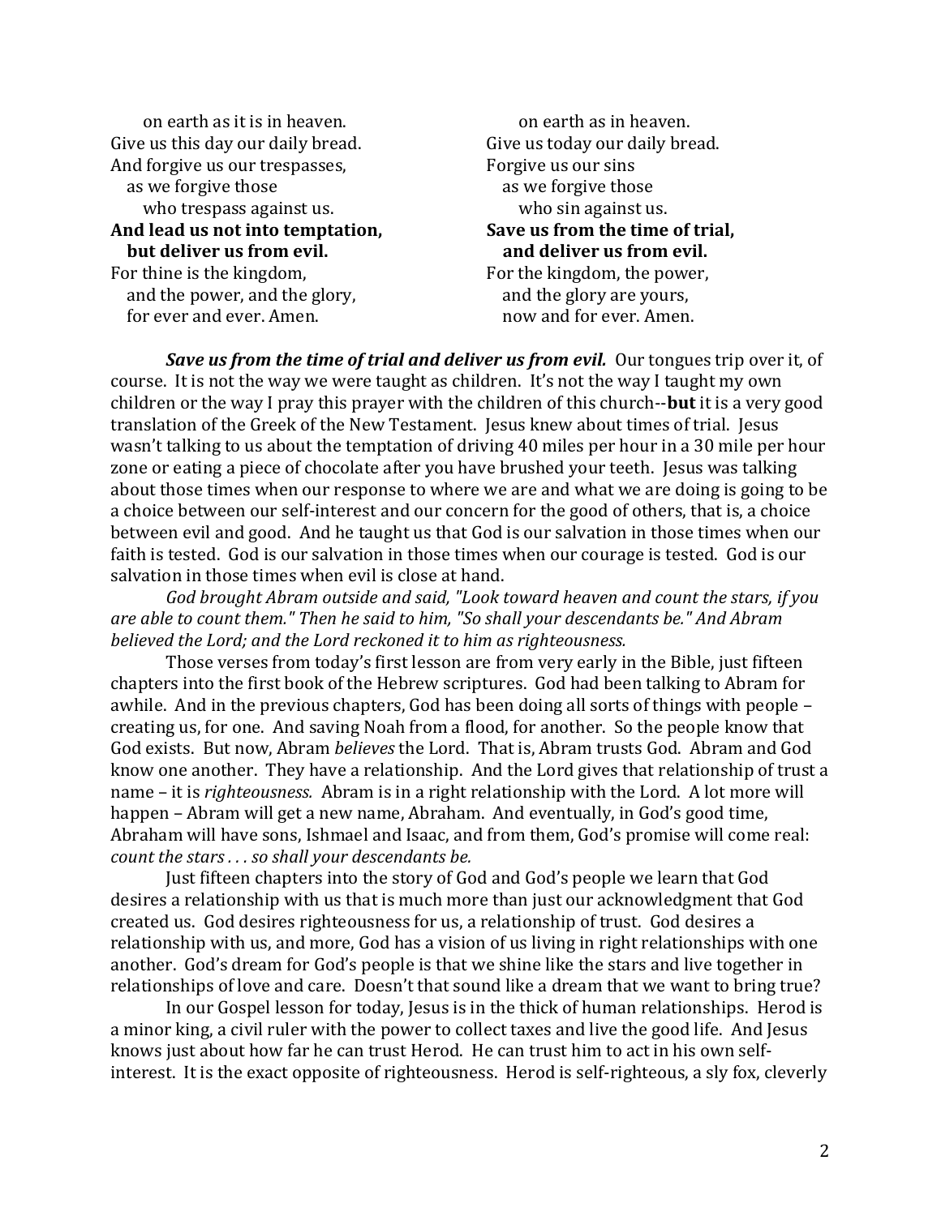on earth as it is in heaven.
Give us this day our daily bread.
And forgive us our trespasses,
as we forgive those
who trespass against us.
**And lead us not into temptation,**
**but deliver us from evil.**
For thine is the kingdom,
and the power, and the glory,
for ever and ever. Amen.

on earth as in heaven.
Give us today our daily bread.
Forgive us our sins
as we forgive those
who sin against us.
**Save us from the time of trial,**
**and deliver us from evil.**
For the kingdom, the power,
and the glory are yours,
now and for ever. Amen.

***Save us from the time of trial and deliver us from evil.*** Our tongues trip over it, of course. It is not the way we were taught as children. It's not the way I taught my own children or the way I pray this prayer with the children of this church--**but** it is a very good translation of the Greek of the New Testament. Jesus knew about times of trial. Jesus wasn't talking to us about the temptation of driving 40 miles per hour in a 30 mile per hour zone or eating a piece of chocolate after you have brushed your teeth. Jesus was talking about those times when our response to where we are and what we are doing is going to be a choice between our self-interest and our concern for the good of others, that is, a choice between evil and good. And he taught us that God is our salvation in those times when our faith is tested. God is our salvation in those times when our courage is tested. God is our salvation in those times when evil is close at hand.

*God brought Abram outside and said, "Look toward heaven and count the stars, if you are able to count them." Then he said to him, "So shall your descendants be." And Abram believed the Lord; and the Lord reckoned it to him as righteousness.*

Those verses from today's first lesson are from very early in the Bible, just fifteen chapters into the first book of the Hebrew scriptures. God had been talking to Abram for awhile. And in the previous chapters, God has been doing all sorts of things with people – creating us, for one. And saving Noah from a flood, for another. So the people know that God exists. But now, Abram *believes* the Lord. That is, Abram trusts God. Abram and God know one another. They have a relationship. And the Lord gives that relationship of trust a name – it is *righteousness.* Abram is in a right relationship with the Lord. A lot more will happen – Abram will get a new name, Abraham. And eventually, in God's good time, Abraham will have sons, Ishmael and Isaac, and from them, God's promise will come real: *count the stars . . . so shall your descendants be.*

Just fifteen chapters into the story of God and God's people we learn that God desires a relationship with us that is much more than just our acknowledgment that God created us. God desires righteousness for us, a relationship of trust. God desires a relationship with us, and more, God has a vision of us living in right relationships with one another. God's dream for God's people is that we shine like the stars and live together in relationships of love and care. Doesn't that sound like a dream that we want to bring true?

In our Gospel lesson for today, Jesus is in the thick of human relationships. Herod is a minor king, a civil ruler with the power to collect taxes and live the good life. And Jesus knows just about how far he can trust Herod. He can trust him to act in his own self-interest. It is the exact opposite of righteousness. Herod is self-righteous, a sly fox, cleverly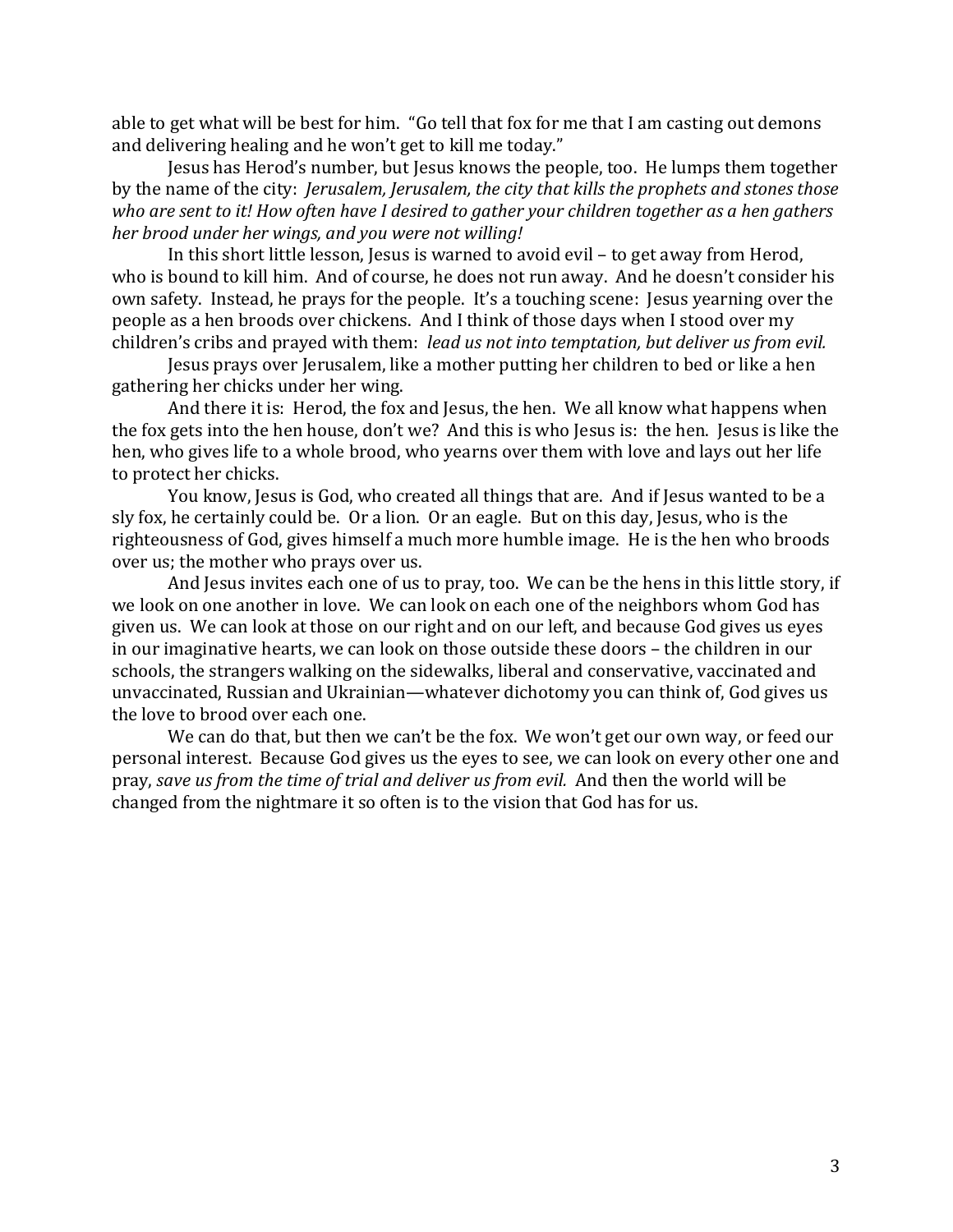able to get what will be best for him. "Go tell that fox for me that I am casting out demons and delivering healing and he won't get to kill me today."

Jesus has Herod's number, but Jesus knows the people, too. He lumps them together by the name of the city: *Jerusalem, Jerusalem, the city that kills the prophets and stones those who are sent to it! How often have I desired to gather your children together as a hen gathers her brood under her wings, and you were not willing!*

In this short little lesson, Jesus is warned to avoid evil – to get away from Herod, who is bound to kill him. And of course, he does not run away. And he doesn't consider his own safety. Instead, he prays for the people. It's a touching scene: Jesus yearning over the people as a hen broods over chickens. And I think of those days when I stood over my children's cribs and prayed with them: *lead us not into temptation, but deliver us from evil.*

Jesus prays over Jerusalem, like a mother putting her children to bed or like a hen gathering her chicks under her wing.

And there it is: Herod, the fox and Jesus, the hen. We all know what happens when the fox gets into the hen house, don't we? And this is who Jesus is: the hen. Jesus is like the hen, who gives life to a whole brood, who yearns over them with love and lays out her life to protect her chicks.

You know, Jesus is God, who created all things that are. And if Jesus wanted to be a sly fox, he certainly could be. Or a lion. Or an eagle. But on this day, Jesus, who is the righteousness of God, gives himself a much more humble image. He is the hen who broods over us; the mother who prays over us.

And Jesus invites each one of us to pray, too. We can be the hens in this little story, if we look on one another in love. We can look on each one of the neighbors whom God has given us. We can look at those on our right and on our left, and because God gives us eyes in our imaginative hearts, we can look on those outside these doors – the children in our schools, the strangers walking on the sidewalks, liberal and conservative, vaccinated and unvaccinated, Russian and Ukrainian—whatever dichotomy you can think of, God gives us the love to brood over each one.

We can do that, but then we can't be the fox. We won't get our own way, or feed our personal interest. Because God gives us the eyes to see, we can look on every other one and pray, *save us from the time of trial and deliver us from evil.* And then the world will be changed from the nightmare it so often is to the vision that God has for us.